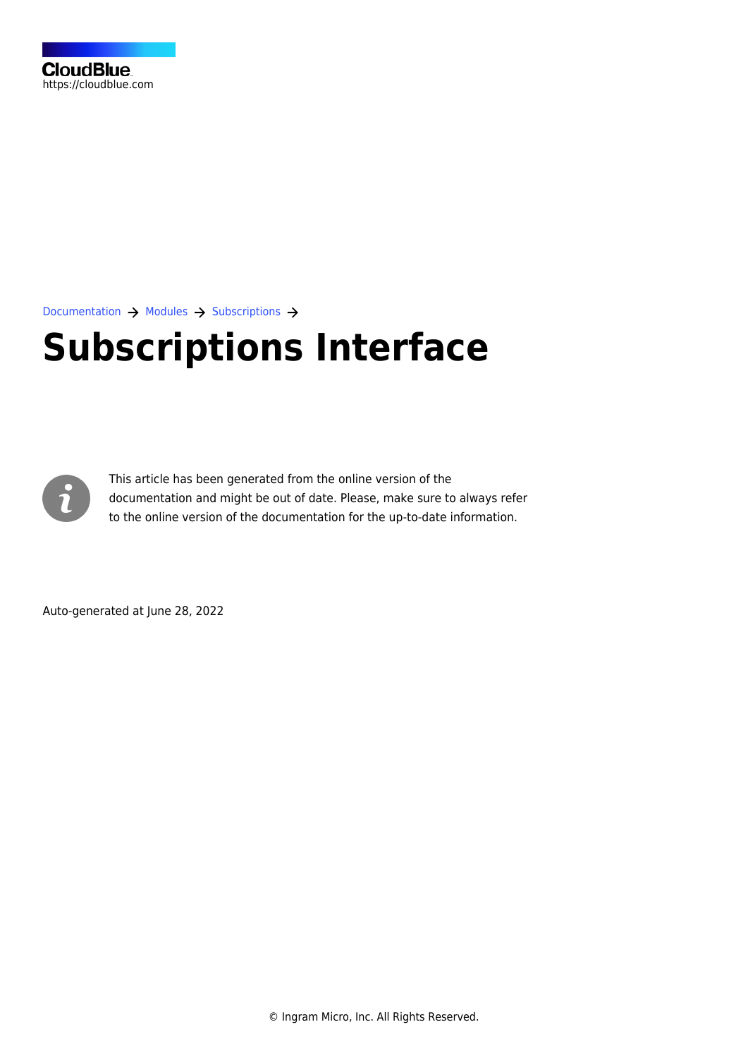CloudBlue
https://cloudblue.com

Documentation → Modules → Subscriptions →

# Subscriptions Interface

This article has been generated from the online version of the documentation and might be out of date. Please, make sure to always refer to the online version of the documentation for the up-to-date information.

Auto-generated at June 28, 2022

© Ingram Micro, Inc. All Rights Reserved.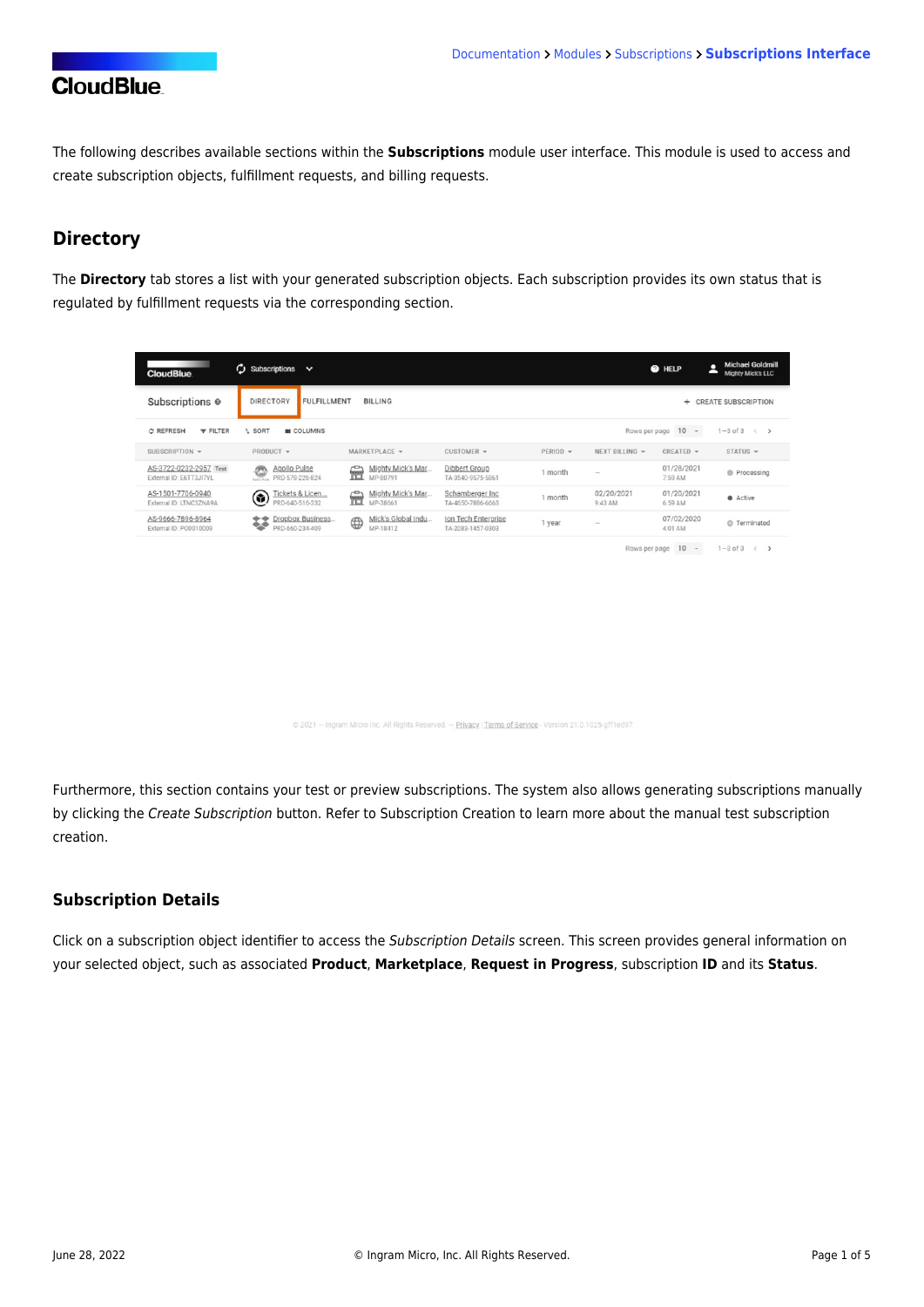The following describes available sections within the **Subscriptions** module user interface. This module is used to access and create subscription objects, fulfillment requests, and billing requests.

## Directory

The **Directory** tab stores a list with your generated subscription objects. Each subscription provides its own status that is regulated by fulfillment requests via the corresponding section.

Furthermore, this section contains your test or preview subscriptions. The system also allows generating subscriptions manually by clicking the *Create Subscription* button. Refer to Subscription Creation to learn more about the manual test subscription creation.

### Subscription Details

Click on a subscription object identifier to access the *Subscription Details* screen. This screen provides general information on your selected object, such as associated **Product**, **Marketplace**, **Request in Progress**, subscription **ID** and its **Status**.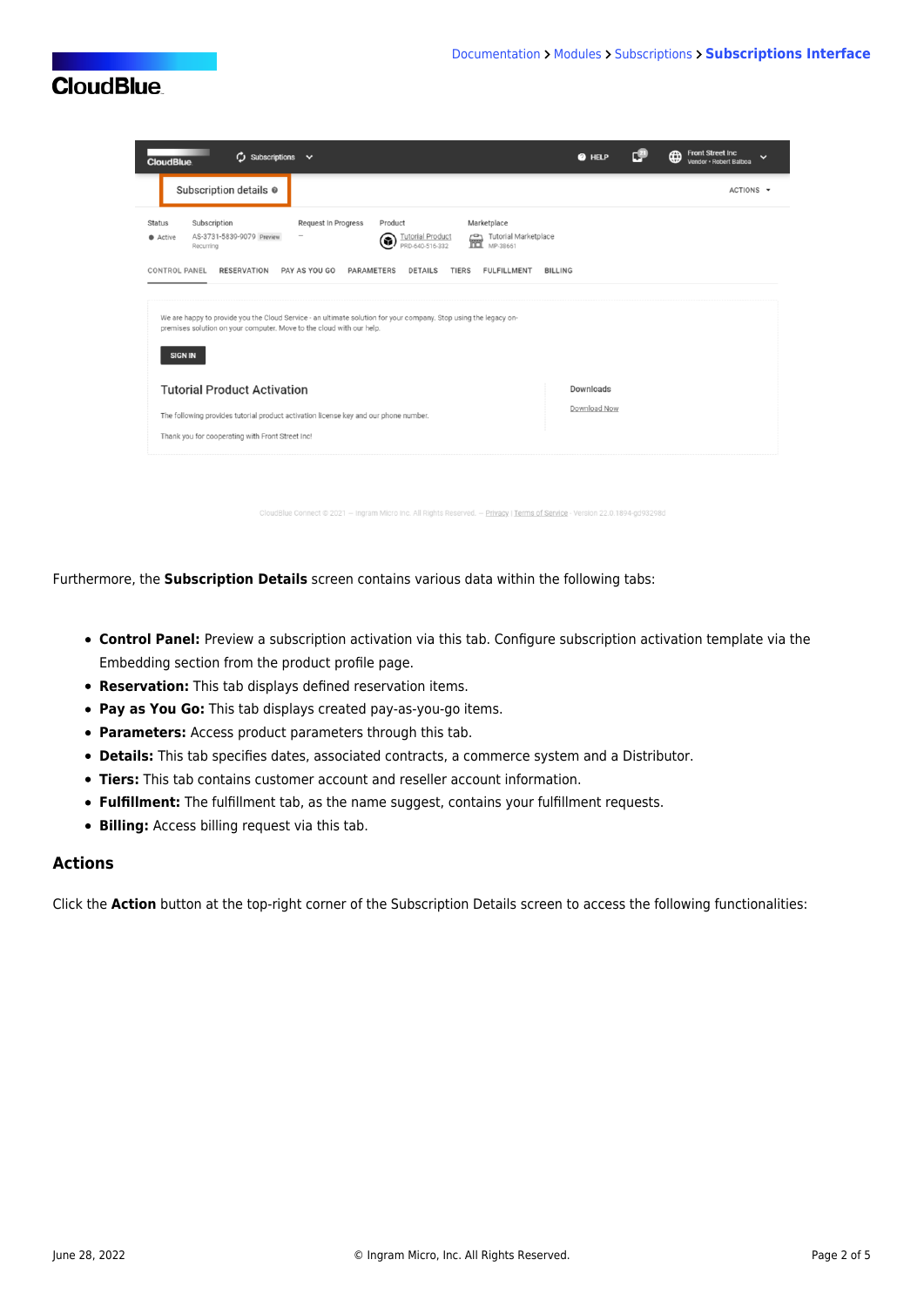Furthermore, the **Subscription Details** screen contains various data within the following tabs:

- **Control Panel:** Preview a subscription activation via this tab. Configure subscription activation template via the Embedding section from the product profile page.
- **Reservation:** This tab displays defined reservation items.
- **Pay as You Go:** This tab displays created pay-as-you-go items.
- **Parameters:** Access product parameters through this tab.
- **Details:** This tab specifies dates, associated contracts, a commerce system and a Distributor.
- **Tiers:** This tab contains customer account and reseller account information.
- **Fulfillment:** The fulfillment tab, as the name suggest, contains your fulfillment requests.
- **Billing:** Access billing request via this tab.

### Actions

Click the **Action** button at the top-right corner of the Subscription Details screen to access the following functionalities: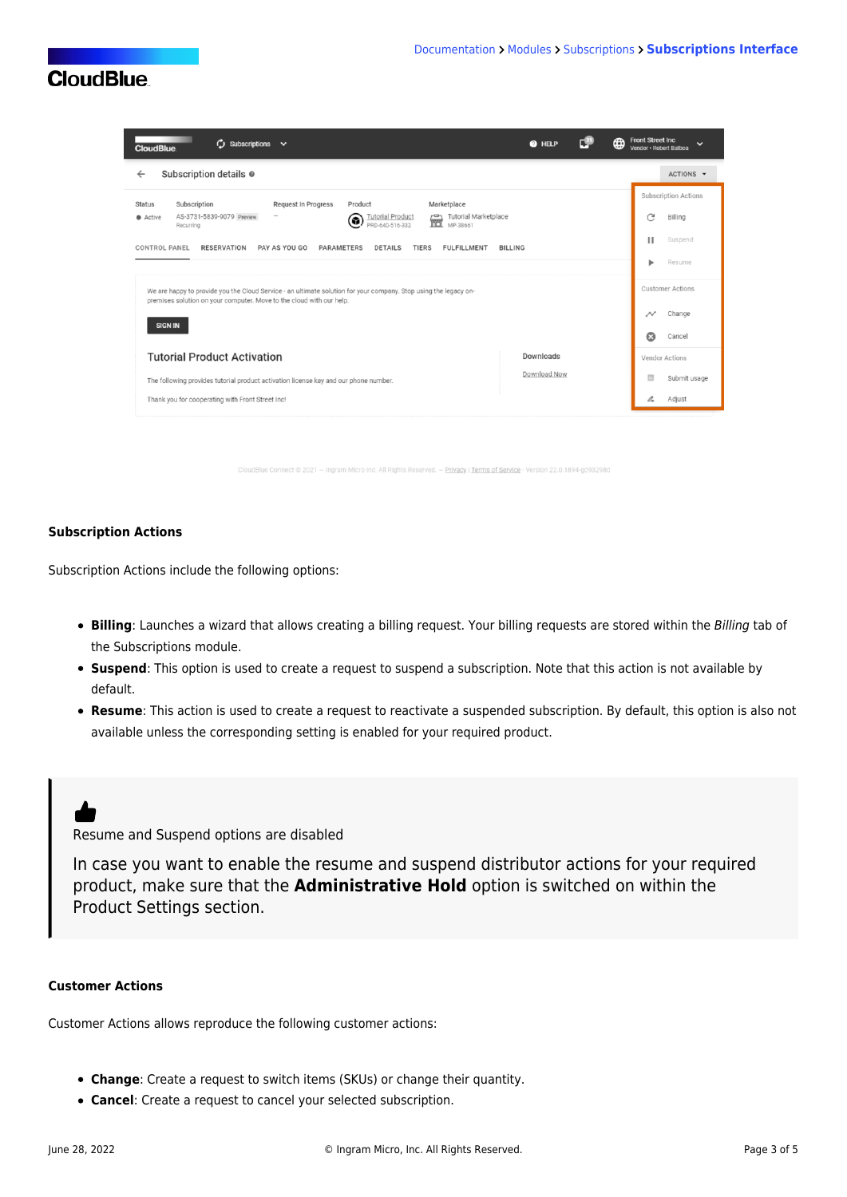### Subscription Actions

Subscription Actions include the following options:

- **Billing**: Launches a wizard that allows creating a billing request. Your billing requests are stored within the *Billing* tab of the Subscriptions module.
- **Suspend**: This option is used to create a request to suspend a subscription. Note that this action is not available by default.
- **Resume**: This action is used to create a request to reactivate a suspended subscription. By default, this option is also not available unless the corresponding setting is enabled for your required product.

> Resume and Suspend options are disabled
>
> In case you want to enable the resume and suspend distributor actions for your required product, make sure that the **Administrative Hold** option is switched on within the Product Settings section.

### Customer Actions

Customer Actions allows reproduce the following customer actions:

- **Change**: Create a request to switch items (SKUs) or change their quantity.
- **Cancel**: Create a request to cancel your selected subscription.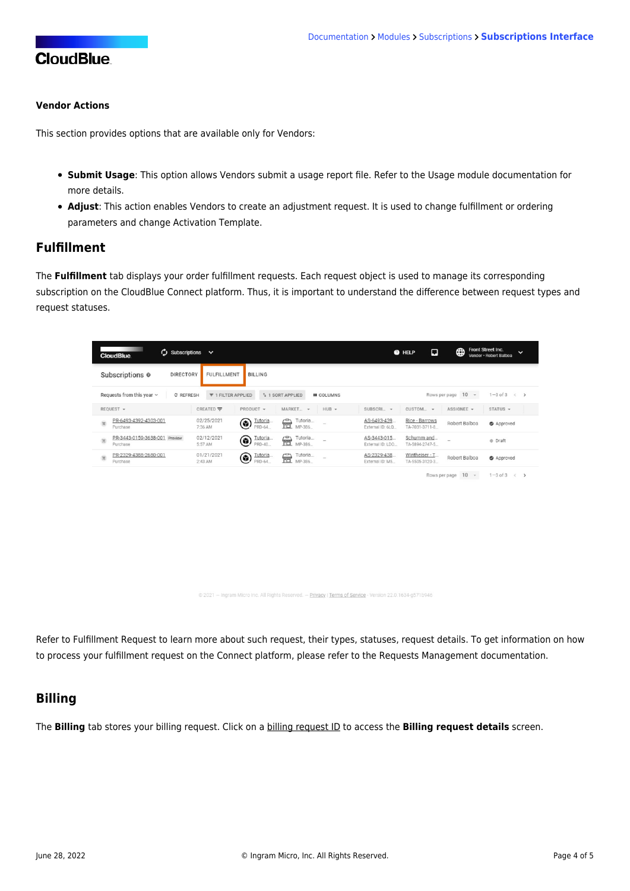#### Vendor Actions

This section provides options that are available only for Vendors:

- **Submit Usage**: This option allows Vendors submit a usage report file. Refer to the Usage module documentation for more details.
- **Adjust**: This action enables Vendors to create an adjustment request. It is used to change fulfillment or ordering parameters and change Activation Template.

## Fulfillment

The **Fulfillment** tab displays your order fulfillment requests. Each request object is used to manage its corresponding subscription on the CloudBlue Connect platform. Thus, it is important to understand the difference between request types and request statuses.

Refer to Fulfillment Request to learn more about such request, their types, statuses, request details. To get information on how to process your fulfillment request on the Connect platform, please refer to the Requests Management documentation.

## Billing

The **Billing** tab stores your billing request. Click on a billing request ID to access the **Billing request details** screen.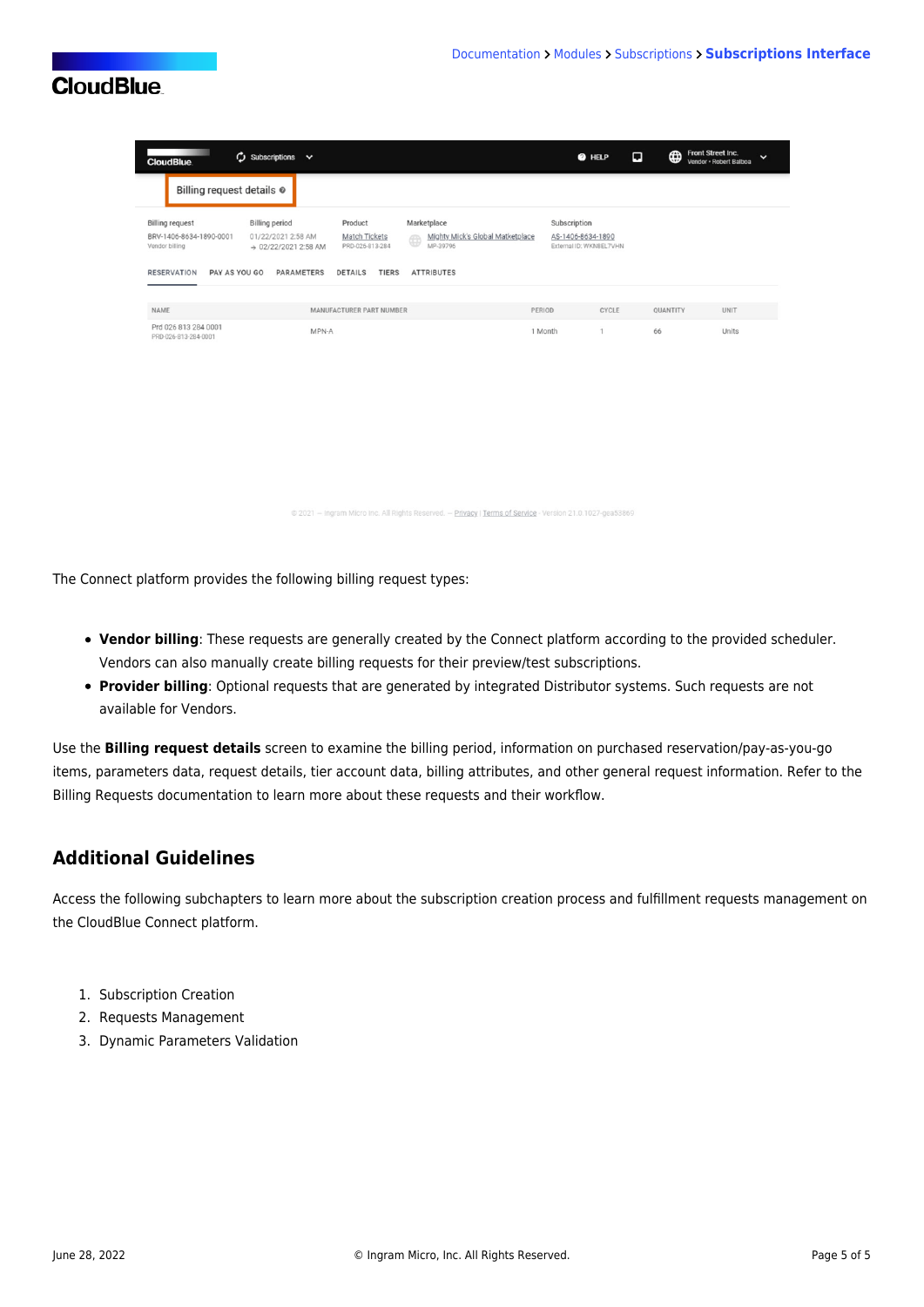The Connect platform provides the following billing request types:

- **Vendor billing**: These requests are generally created by the Connect platform according to the provided scheduler. Vendors can also manually create billing requests for their preview/test subscriptions.
- **Provider billing**: Optional requests that are generated by integrated Distributor systems. Such requests are not available for Vendors.

Use the **Billing request details** screen to examine the billing period, information on purchased reservation/pay-as-you-go items, parameters data, request details, tier account data, billing attributes, and other general request information. Refer to the Billing Requests documentation to learn more about these requests and their workflow.

## Additional Guidelines

Access the following subchapters to learn more about the subscription creation process and fulfillment requests management on the CloudBlue Connect platform.

1. Subscription Creation
2. Requests Management
3. Dynamic Parameters Validation